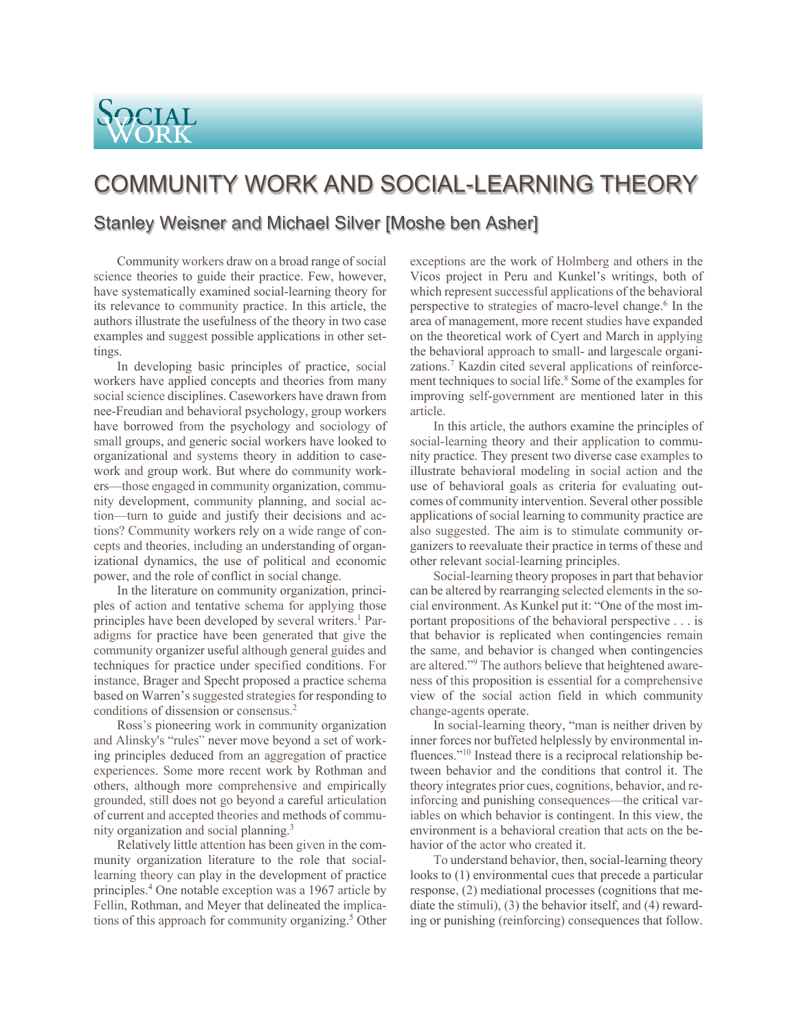# Social Work

# COMMUNITY WORK AND SOCIAL-LEARNING THEORY

## Stanley Weisner and Michael Silver [Moshe ben Asher]

Community workers draw on a broad range of social science theories to guide their practice. Few, however, have systematically examined social-learning theory for its relevance to community practice. In this article, the authors illustrate the usefulness of the theory in two case examples and suggest possible applications in other settings.

In developing basic principles of practice, social workers have applied concepts and theories from many social science disciplines. Caseworkers have drawn from nee-Freudian and behavioral psychology, group workers have borrowed from the psychology and sociology of small groups, and generic social workers have looked to organizational and systems theory in addition to casework and group work. But where do community workers—those engaged in community organization, community development, community planning, and social action—turn to guide and justify their decisions and actions? Community workers rely on a wide range of concepts and theories, including an understanding of organizational dynamics, the use of political and economic power, and the role of conflict in social change.

In the literature on community organization, principles of action and tentative schema for applying those principles have been developed by several writers.[1] Paradigms for practice have been generated that give the community organizer useful although general guides and techniques for practice under specified conditions. For instance, Brager and Specht proposed a practice schema based on Warren's suggested strategies for responding to conditions of dissension or consensus.[2]

Ross's pioneering work in community organization and Alinsky's "rules" never move beyond a set of working principles deduced from an aggregation of practice experiences. Some more recent work by Rothman and others, although more comprehensive and empirically grounded, still does not go beyond a careful articulation of current and accepted theories and methods of community organization and social planning.[3]

Relatively little attention has been given in the community organization literature to the role that social-learning theory can play in the development of practice principles.[4] One notable exception was a 1967 article by Fellin, Rothman, and Meyer that delineated the implications of this approach for community organizing.[5] Other exceptions are the work of Holmberg and others in the Vicos project in Peru and Kunkel's writings, both of which represent successful applications of the behavioral perspective to strategies of macro-level change.[6] In the area of management, more recent studies have expanded on the theoretical work of Cyert and March in applying the behavioral approach to small- and largescale organizations.[7] Kazdin cited several applications of reinforcement techniques to social life.[8] Some of the examples for improving self-government are mentioned later in this article.

In this article, the authors examine the principles of social-learning theory and their application to community practice. They present two diverse case examples to illustrate behavioral modeling in social action and the use of behavioral goals as criteria for evaluating outcomes of community intervention. Several other possible applications of social learning to community practice are also suggested. The aim is to stimulate community organizers to reevaluate their practice in terms of these and other relevant social-learning principles.

Social-learning theory proposes in part that behavior can be altered by rearranging selected elements in the social environment. As Kunkel put it: "One of the most important propositions of the behavioral perspective . . . is that behavior is replicated when contingencies remain the same, and behavior is changed when contingencies are altered."[9] The authors believe that heightened awareness of this proposition is essential for a comprehensive view of the social action field in which community change-agents operate.

In social-learning theory, "man is neither driven by inner forces nor buffeted helplessly by environmental influences."[10] Instead there is a reciprocal relationship between behavior and the conditions that control it. The theory integrates prior cues, cognitions, behavior, and reinforcing and punishing consequences—the critical variables on which behavior is contingent. In this view, the environment is a behavioral creation that acts on the behavior of the actor who created it.

To understand behavior, then, social-learning theory looks to (1) environmental cues that precede a particular response, (2) mediational processes (cognitions that mediate the stimuli), (3) the behavior itself, and (4) rewarding or punishing (reinforcing) consequences that follow.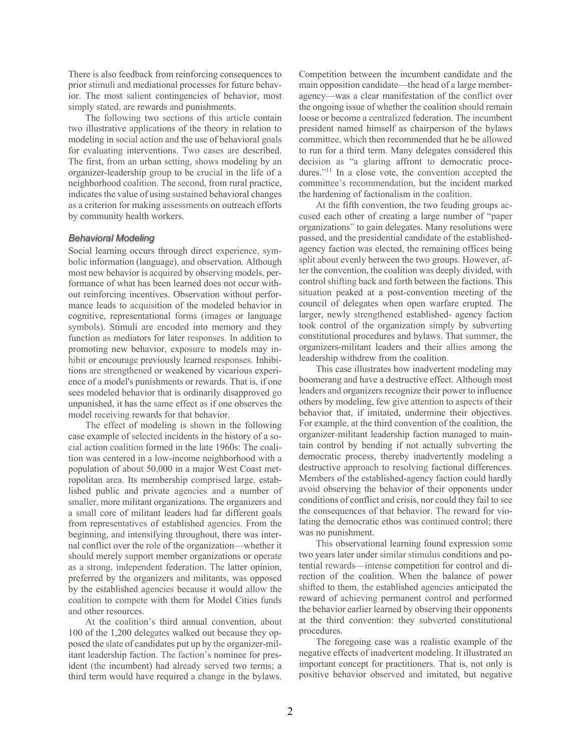There is also feedback from reinforcing consequences to prior stimuli and mediational processes for future behavior. The most salient contingencies of behavior, most simply stated, are rewards and punishments.

The following two sections of this article contain two illustrative applications of the theory in relation to modeling in social action and the use of behavioral goals for evaluating interventions. Two cases are described. The first, from an urban setting, shows modeling by an organizer-leadership group to be crucial in the life of a neighborhood coalition. The second, from rural practice, indicates the value of using sustained behavioral changes as a criterion for making assessments on outreach efforts by community health workers.

### *Behavioral Modeling*

Social learning occurs through direct experience, symbolic information (language), and observation. Although most new behavior is acquired by observing models, performance of what has been learned does not occur without reinforcing incentives. Observation without performance leads to acquisition of the modeled behavior in cognitive, representational forms (images or language symbols). Stimuli are encoded into memory and they function as mediators for later responses. In addition to promoting new behavior, exposure to models may inhibit or encourage previously learned responses. Inhibitions are strengthened or weakened by vicarious experience of a model's punishments or rewards. That is, if one sees modeled behavior that is ordinarily disapproved go unpunished, it has the same effect as if one observes the model receiving rewards for that behavior.

The effect of modeling is shown in the following case example of selected incidents in the history of a social action coalition formed in the late 1960s: The coalition was centered in a low-income neighborhood with a population of about 50,000 in a major West Coast metropolitan area. Its membership comprised large, established public and private agencies and a number of smaller, more militant organizations. The organizers and a small core of militant leaders had far different goals from representatives of established agencies. From the beginning, and intensifying throughout, there was internal conflict over the role of the organization—whether it should merely support member organizations or operate as a strong, independent federation. The latter opinion, preferred by the organizers and militants, was opposed by the established agencies because it would allow the coalition to compete with them for Model Cities funds and other resources.

At the coalition's third annual convention, about 100 of the 1,200 delegates walked out because they opposed the slate of candidates put up by the organizer-militant leadership faction. The faction's nominee for president (the incumbent) had already served two terms; a third term would have required a change in the bylaws. Competition between the incumbent candidate and the main opposition candidate—the head of a large member-agency—was a clear manifestation of the conflict over the ongoing issue of whether the coalition should remain loose or become a centralized federation. The incumbent president named himself as chairperson of the bylaws committee, which then recommended that he be allowed to run for a third term. Many delegates considered this decision as "a glaring affront to democratic procedures."[11] In a close vote, the convention accepted the committee's recommendation, but the incident marked the hardening of factionalism in the coalition.

At the fifth convention, the two feuding groups accused each other of creating a large number of "paper organizations" to gain delegates. Many resolutions were passed, and the presidential candidate of the established-agency faction was elected, the remaining offices being split about evenly between the two groups. However, after the convention, the coalition was deeply divided, with control shifting back and forth between the factions. This situation peaked at a post-convention meeting of the council of delegates when open warfare erupted. The larger, newly strengthened established- agency faction took control of the organization simply by subverting constitutional procedures and bylaws. That summer, the organizers-militant leaders and their allies among the leadership withdrew from the coalition.

This case illustrates how inadvertent modeling may boomerang and have a destructive effect. Although most leaders and organizers recognize their power to influence others by modeling, few give attention to aspects of their behavior that, if imitated, undermine their objectives. For example, at the third convention of the coalition, the organizer-militant leadership faction managed to maintain control by bending if not actually subverting the democratic process, thereby inadvertently modeling a destructive approach to resolving factional differences. Members of the established-agency faction could hardly avoid observing the behavior of their opponents under conditions of conflict and crisis, nor could they fail to see the consequences of that behavior. The reward for violating the democratic ethos was continued control; there was no punishment.

This observational learning found expression some two years later under similar stimulus conditions and potential rewards—intense competition for control and direction of the coalition. When the balance of power shifted to them, the established agencies anticipated the reward of achieving permanent control and performed the behavior earlier learned by observing their opponents at the third convention: they subverted constitutional procedures.

The foregoing case was a realistic example of the negative effects of inadvertent modeling. It illustrated an important concept for practitioners. That is, not only is positive behavior observed and imitated, but negative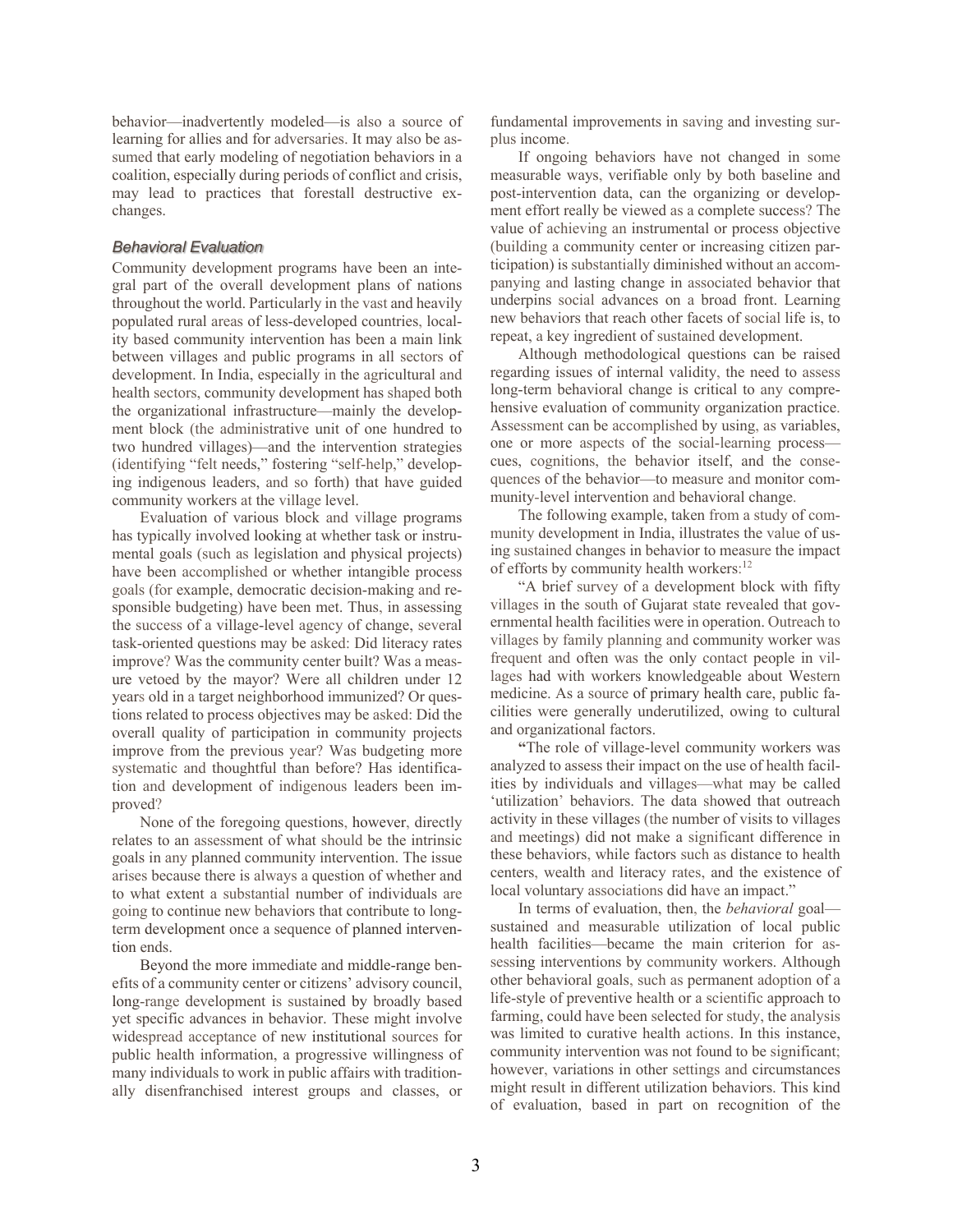behavior—inadvertently modeled—is also a source of learning for allies and for adversaries. It may also be assumed that early modeling of negotiation behaviors in a coalition, especially during periods of conflict and crisis, may lead to practices that forestall destructive exchanges.

### *Behavioral Evaluation*

Community development programs have been an integral part of the overall development plans of nations throughout the world. Particularly in the vast and heavily populated rural areas of less-developed countries, locality based community intervention has been a main link between villages and public programs in all sectors of development. In India, especially in the agricultural and health sectors, community development has shaped both the organizational infrastructure—mainly the development block (the administrative unit of one hundred to two hundred villages)—and the intervention strategies (identifying "felt needs," fostering "self-help," developing indigenous leaders, and so forth) that have guided community workers at the village level.

Evaluation of various block and village programs has typically involved looking at whether task or instrumental goals (such as legislation and physical projects) have been accomplished or whether intangible process goals (for example, democratic decision-making and responsible budgeting) have been met. Thus, in assessing the success of a village-level agency of change, several task-oriented questions may be asked: Did literacy rates improve? Was the community center built? Was a measure vetoed by the mayor? Were all children under 12 years old in a target neighborhood immunized? Or questions related to process objectives may be asked: Did the overall quality of participation in community projects improve from the previous year? Was budgeting more systematic and thoughtful than before? Has identification and development of indigenous leaders been improved?

None of the foregoing questions, however, directly relates to an assessment of what should be the intrinsic goals in any planned community intervention. The issue arises because there is always a question of whether and to what extent a substantial number of individuals are going to continue new behaviors that contribute to long-term development once a sequence of planned intervention ends.

Beyond the more immediate and middle-range benefits of a community center or citizens' advisory council, long-range development is sustained by broadly based yet specific advances in behavior. These might involve widespread acceptance of new institutional sources for public health information, a progressive willingness of many individuals to work in public affairs with traditionally disenfranchised interest groups and classes, or fundamental improvements in saving and investing surplus income.

If ongoing behaviors have not changed in some measurable ways, verifiable only by both baseline and post-intervention data, can the organizing or development effort really be viewed as a complete success? The value of achieving an instrumental or process objective (building a community center or increasing citizen participation) is substantially diminished without an accompanying and lasting change in associated behavior that underpins social advances on a broad front. Learning new behaviors that reach other facets of social life is, to repeat, a key ingredient of sustained development.

Although methodological questions can be raised regarding issues of internal validity, the need to assess long-term behavioral change is critical to any comprehensive evaluation of community organization practice. Assessment can be accomplished by using, as variables, one or more aspects of the social-learning process—cues, cognitions, the behavior itself, and the consequences of the behavior—to measure and monitor community-level intervention and behavioral change.

The following example, taken from a study of community development in India, illustrates the value of using sustained changes in behavior to measure the impact of efforts by community health workers:[12]

"A brief survey of a development block with fifty villages in the south of Gujarat state revealed that governmental health facilities were in operation. Outreach to villages by family planning and community worker was frequent and often was the only contact people in villages had with workers knowledgeable about Western medicine. As a source of primary health care, public facilities were generally underutilized, owing to cultural and organizational factors.

"The role of village-level community workers was analyzed to assess their impact on the use of health facilities by individuals and villages—what may be called 'utilization' behaviors. The data showed that outreach activity in these villages (the number of visits to villages and meetings) did not make a significant difference in these behaviors, while factors such as distance to health centers, wealth and literacy rates, and the existence of local voluntary associations did have an impact."

In terms of evaluation, then, the *behavioral* goal—sustained and measurable utilization of local public health facilities—became the main criterion for assessing interventions by community workers. Although other behavioral goals, such as permanent adoption of a life-style of preventive health or a scientific approach to farming, could have been selected for study, the analysis was limited to curative health actions. In this instance, community intervention was not found to be significant; however, variations in other settings and circumstances might result in different utilization behaviors. This kind of evaluation, based in part on recognition of the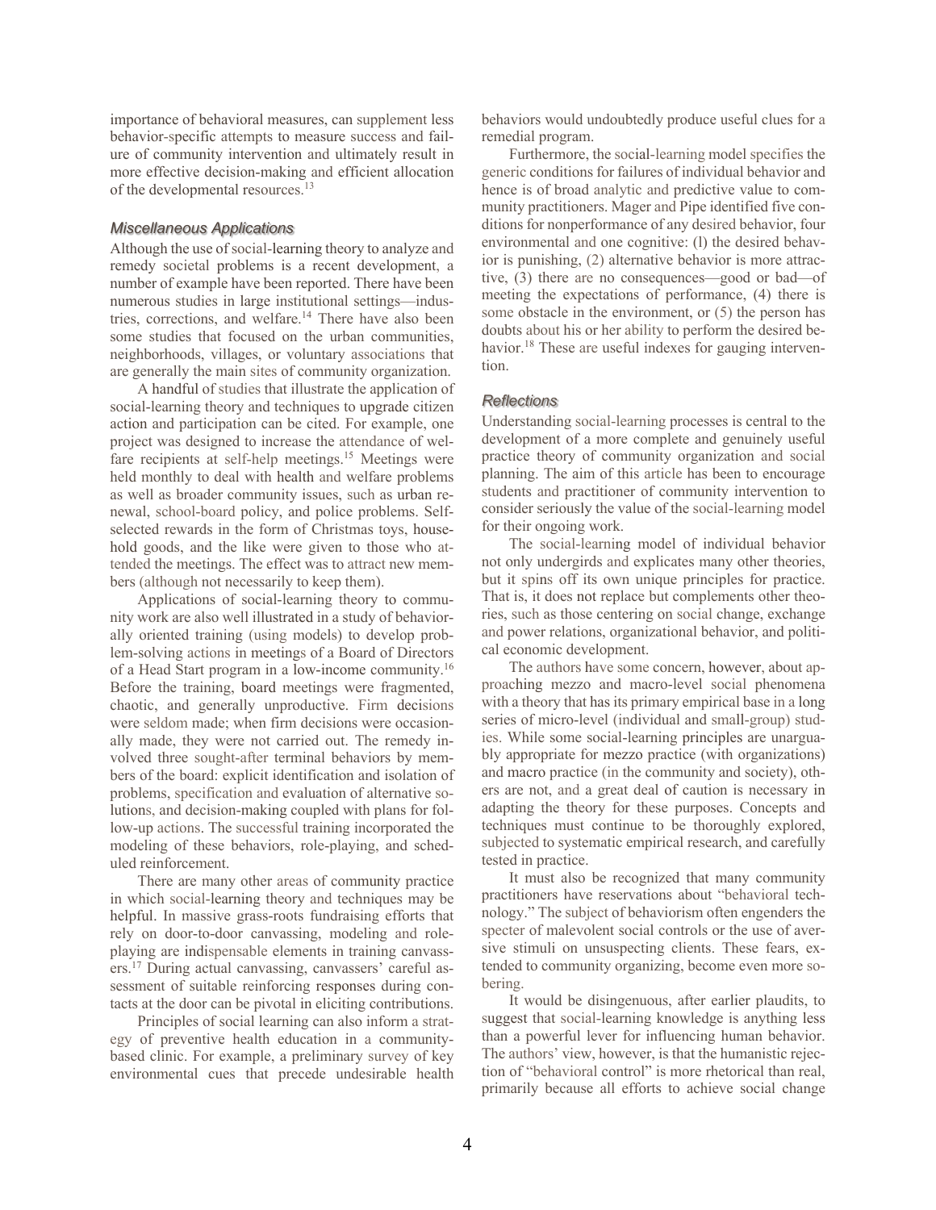importance of behavioral measures, can supplement less behavior-specific attempts to measure success and failure of community intervention and ultimately result in more effective decision-making and efficient allocation of the developmental resources.[13]

### Miscellaneous Applications

Although the use of social-learning theory to analyze and remedy societal problems is a recent development, a number of example have been reported. There have been numerous studies in large institutional settings—industries, corrections, and welfare.[14] There have also been some studies that focused on the urban communities, neighborhoods, villages, or voluntary associations that are generally the main sites of community organization.

A handful of studies that illustrate the application of social-learning theory and techniques to upgrade citizen action and participation can be cited. For example, one project was designed to increase the attendance of welfare recipients at self-help meetings.[15] Meetings were held monthly to deal with health and welfare problems as well as broader community issues, such as urban renewal, school-board policy, and police problems. Self-selected rewards in the form of Christmas toys, household goods, and the like were given to those who attended the meetings. The effect was to attract new members (although not necessarily to keep them).

Applications of social-learning theory to community work are also well illustrated in a study of behaviorally oriented training (using models) to develop problem-solving actions in meetings of a Board of Directors of a Head Start program in a low-income community.[16] Before the training, board meetings were fragmented, chaotic, and generally unproductive. Firm decisions were seldom made; when firm decisions were occasionally made, they were not carried out. The remedy involved three sought-after terminal behaviors by members of the board: explicit identification and isolation of problems, specification and evaluation of alternative solutions, and decision-making coupled with plans for follow-up actions. The successful training incorporated the modeling of these behaviors, role-playing, and scheduled reinforcement.

There are many other areas of community practice in which social-learning theory and techniques may be helpful. In massive grass-roots fundraising efforts that rely on door-to-door canvassing, modeling and role-playing are indispensable elements in training canvassers.[17] During actual canvassing, canvassers' careful assessment of suitable reinforcing responses during contacts at the door can be pivotal in eliciting contributions.

Principles of social learning can also inform a strategy of preventive health education in a community-based clinic. For example, a preliminary survey of key environmental cues that precede undesirable health behaviors would undoubtedly produce useful clues for a remedial program.

Furthermore, the social-learning model specifies the generic conditions for failures of individual behavior and hence is of broad analytic and predictive value to community practitioners. Mager and Pipe identified five conditions for nonperformance of any desired behavior, four environmental and one cognitive: (l) the desired behavior is punishing, (2) alternative behavior is more attractive, (3) there are no consequences—good or bad—of meeting the expectations of performance, (4) there is some obstacle in the environment, or (5) the person has doubts about his or her ability to perform the desired behavior.[18] These are useful indexes for gauging intervention.

### Reflections

Understanding social-learning processes is central to the development of a more complete and genuinely useful practice theory of community organization and social planning. The aim of this article has been to encourage students and practitioner of community intervention to consider seriously the value of the social-learning model for their ongoing work.

The social-learning model of individual behavior not only undergirds and explicates many other theories, but it spins off its own unique principles for practice. That is, it does not replace but complements other theories, such as those centering on social change, exchange and power relations, organizational behavior, and political economic development.

The authors have some concern, however, about approaching mezzo and macro-level social phenomena with a theory that has its primary empirical base in a long series of micro-level (individual and small-group) studies. While some social-learning principles are unarguably appropriate for mezzo practice (with organizations) and macro practice (in the community and society), others are not, and a great deal of caution is necessary in adapting the theory for these purposes. Concepts and techniques must continue to be thoroughly explored, subjected to systematic empirical research, and carefully tested in practice.

It must also be recognized that many community practitioners have reservations about "behavioral technology." The subject of behaviorism often engenders the specter of malevolent social controls or the use of aversive stimuli on unsuspecting clients. These fears, extended to community organizing, become even more sobering.

It would be disingenuous, after earlier plaudits, to suggest that social-learning knowledge is anything less than a powerful lever for influencing human behavior. The authors' view, however, is that the humanistic rejection of "behavioral control" is more rhetorical than real, primarily because all efforts to achieve social change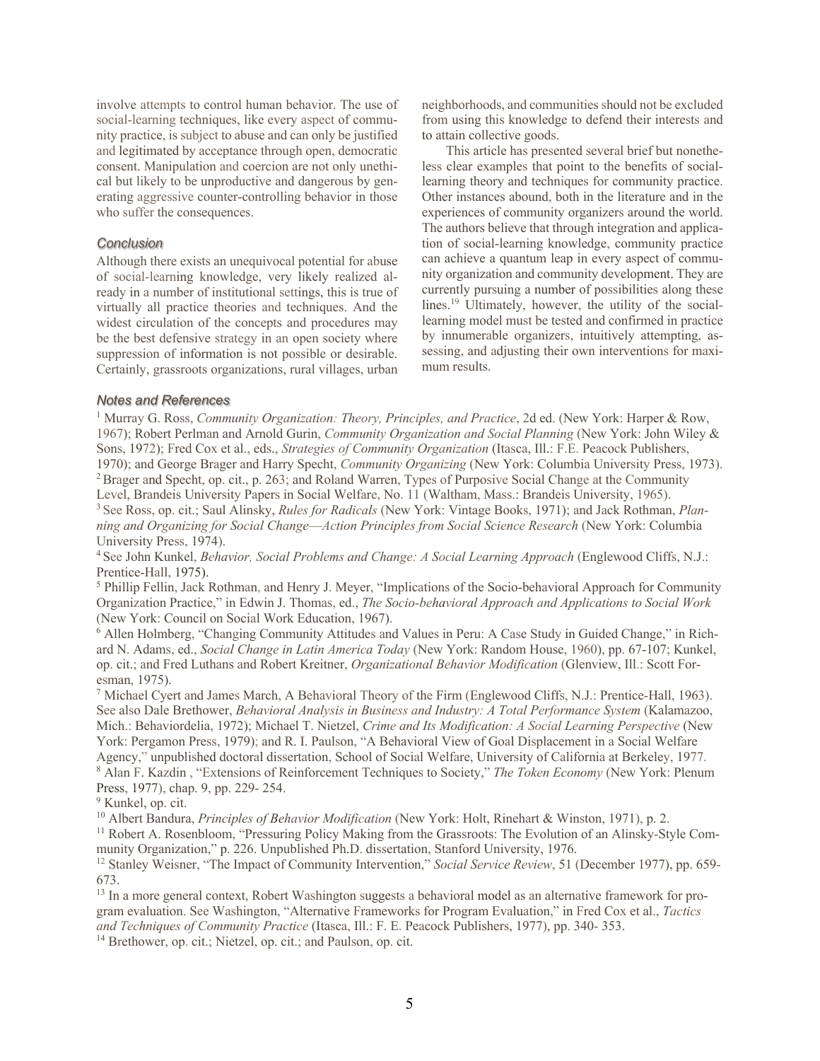involve attempts to control human behavior. The use of social-learning techniques, like every aspect of community practice, is subject to abuse and can only be justified and legitimated by acceptance through open, democratic consent. Manipulation and coercion are not only unethical but likely to be unproductive and dangerous by generating aggressive counter-controlling behavior in those who suffer the consequences.

### *Conclusion*

Although there exists an unequivocal potential for abuse of social-learning knowledge, very likely realized already in a number of institutional settings, this is true of virtually all practice theories and techniques. And the widest circulation of the concepts and procedures may be the best defensive strategy in an open society where suppression of information is not possible or desirable. Certainly, grassroots organizations, rural villages, urban neighborhoods, and communities should not be excluded from using this knowledge to defend their interests and to attain collective goods.

This article has presented several brief but nonetheless clear examples that point to the benefits of social-learning theory and techniques for community practice. Other instances abound, both in the literature and in the experiences of community organizers around the world. The authors believe that through integration and application of social-learning knowledge, community practice can achieve a quantum leap in every aspect of community organization and community development. They are currently pursuing a number of possibilities along these lines.[19] Ultimately, however, the utility of the social-learning model must be tested and confirmed in practice by innumerable organizers, intuitively attempting, assessing, and adjusting their own interventions for maximum results.

### *Notes and References*

[1] Murray G. Ross, *Community Organization: Theory, Principles, and Practice*, 2d ed. (New York: Harper & Row, 1967); Robert Perlman and Arnold Gurin, *Community Organization and Social Planning* (New York: John Wiley & Sons, 1972); Fred Cox et al., eds., *Strategies of Community Organization* (Itasca, Ill.: F.E. Peacock Publishers, 1970); and George Brager and Harry Specht, *Community Organizing* (New York: Columbia University Press, 1973).

[2] Brager and Specht, op. cit., p. 263; and Roland Warren, Types of Purposive Social Change at the Community Level, Brandeis University Papers in Social Welfare, No. 11 (Waltham, Mass.: Brandeis University, 1965).

[3] See Ross, op. cit.; Saul Alinsky, *Rules for Radicals* (New York: Vintage Books, 1971); and Jack Rothman, *Planning and Organizing for Social Change—Action Principles from Social Science Research* (New York: Columbia University Press, 1974).

[4] See John Kunkel, *Behavior, Social Problems and Change: A Social Learning Approach* (Englewood Cliffs, N.J.: Prentice-Hall, 1975).

[5] Phillip Fellin, Jack Rothman, and Henry J. Meyer, "Implications of the Socio-behavioral Approach for Community Organization Practice," in Edwin J. Thomas, ed., *The Socio-behavioral Approach and Applications to Social Work* (New York: Council on Social Work Education, 1967).

[6] Allen Holmberg, "Changing Community Attitudes and Values in Peru: A Case Study in Guided Change," in Richard N. Adams, ed., *Social Change in Latin America Today* (New York: Random House, 1960), pp. 67-107; Kunkel, op. cit.; and Fred Luthans and Robert Kreitner, *Organizational Behavior Modification* (Glenview, Ill.: Scott Foresman, 1975).

[7] Michael Cyert and James March, A Behavioral Theory of the Firm (Englewood Cliffs, N.J.: Prentice-Hall, 1963). See also Dale Brethower, *Behavioral Analysis in Business and Industry: A Total Performance System* (Kalamazoo, Mich.: Behaviordelia, 1972); Michael T. Nietzel, *Crime and Its Modification: A Social Learning Perspective* (New York: Pergamon Press, 1979); and R. I. Paulson, "A Behavioral View of Goal Displacement in a Social Welfare Agency," unpublished doctoral dissertation, School of Social Welfare, University of California at Berkeley, 1977.

[8] Alan F. Kazdin , "Extensions of Reinforcement Techniques to Society," *The Token Economy* (New York: Plenum Press, 1977), chap. 9, pp. 229- 254.

[9] Kunkel, op. cit.

[10] Albert Bandura, *Principles of Behavior Modification* (New York: Holt, Rinehart & Winston, 1971), p. 2.

[11] Robert A. Rosenbloom, "Pressuring Policy Making from the Grassroots: The Evolution of an Alinsky-Style Community Organization," p. 226. Unpublished Ph.D. dissertation, Stanford University, 1976.

[12] Stanley Weisner, "The Impact of Community Intervention," *Social Service Review*, 51 (December 1977), pp. 659-673.

[13] In a more general context, Robert Washington suggests a behavioral model as an alternative framework for program evaluation. See Washington, "Alternative Frameworks for Program Evaluation," in Fred Cox et al., *Tactics and Techniques of Community Practice* (Itasca, Ill.: F. E. Peacock Publishers, 1977), pp. 340- 353.

[14] Brethower, op. cit.; Nietzel, op. cit.; and Paulson, op. cit.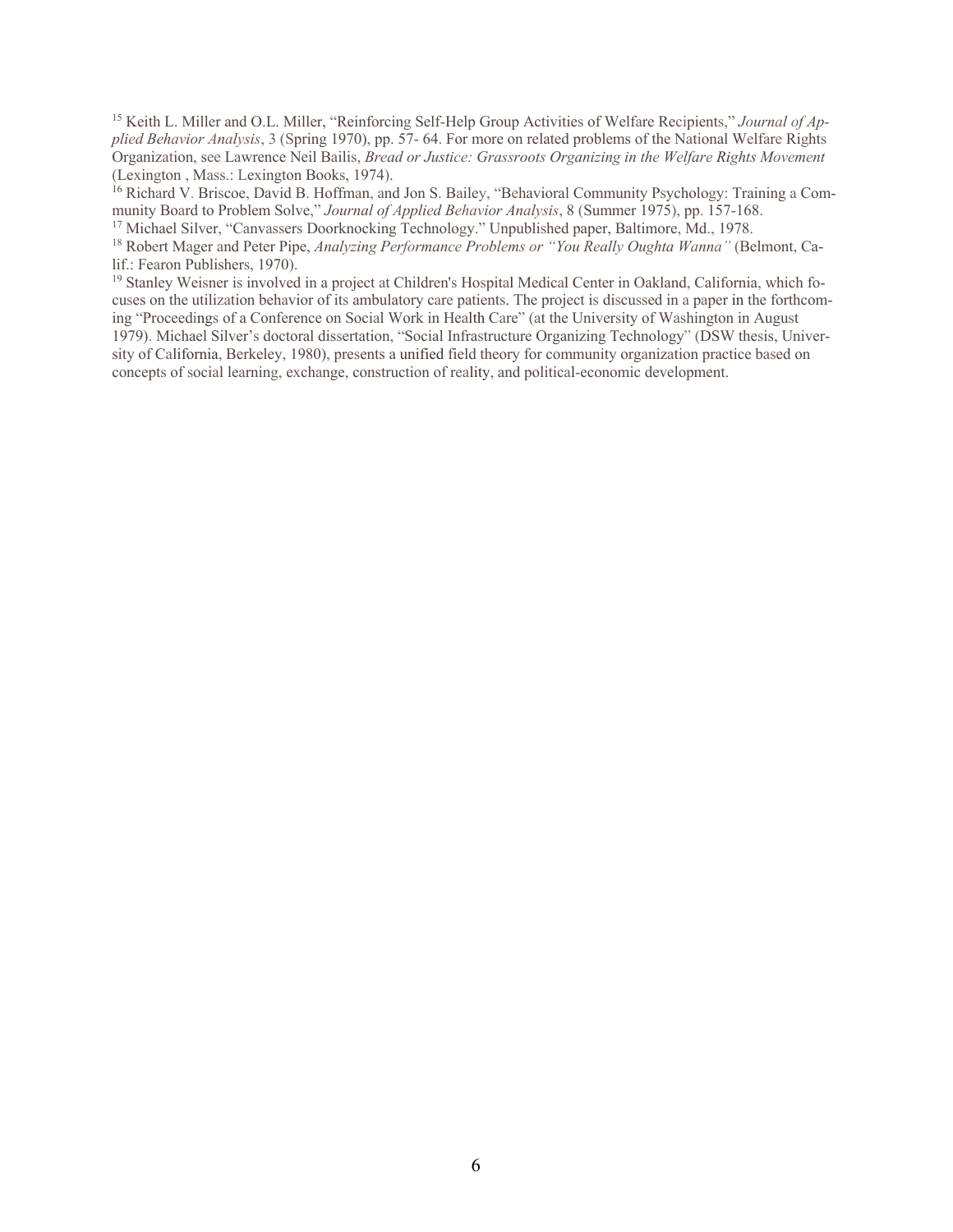[15] Keith L. Miller and O.L. Miller, "Reinforcing Self-Help Group Activities of Welfare Recipients," *Journal of Applied Behavior Analysis*, 3 (Spring 1970), pp. 57- 64. For more on related problems of the National Welfare Rights Organization, see Lawrence Neil Bailis, *Bread or Justice: Grassroots Organizing in the Welfare Rights Movement* (Lexington , Mass.: Lexington Books, 1974).

[16] Richard V. Briscoe, David B. Hoffman, and Jon S. Bailey, "Behavioral Community Psychology: Training a Community Board to Problem Solve," *Journal of Applied Behavior Analysis*, 8 (Summer 1975), pp. 157-168.

[17] Michael Silver, "Canvassers Doorknocking Technology." Unpublished paper, Baltimore, Md., 1978.

[18] Robert Mager and Peter Pipe, *Analyzing Performance Problems or "You Really Oughta Wanna"* (Belmont, Calif.: Fearon Publishers, 1970).

[19] Stanley Weisner is involved in a project at Children's Hospital Medical Center in Oakland, California, which focuses on the utilization behavior of its ambulatory care patients. The project is discussed in a paper in the forthcoming "Proceedings of a Conference on Social Work in Health Care" (at the University of Washington in August 1979). Michael Silver's doctoral dissertation, "Social Infrastructure Organizing Technology" (DSW thesis, University of California, Berkeley, 1980), presents a unified field theory for community organization practice based on concepts of social learning, exchange, construction of reality, and political-economic development.